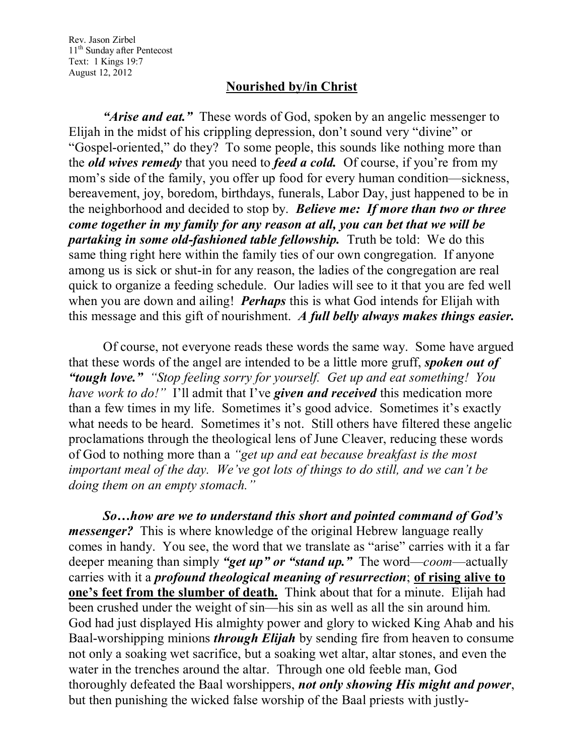Rev. Jason Zirbel
11th Sunday after Pentecost
Text: 1 Kings 19:7
August 12, 2012

## Nourished by/in Christ

***"Arise and eat."*** These words of God, spoken by an angelic messenger to Elijah in the midst of his crippling depression, don't sound very "divine" or "Gospel-oriented," do they? To some people, this sounds like nothing more than the ***old wives remedy*** that you need to ***feed a cold.*** Of course, if you're from my mom's side of the family, you offer up food for every human condition—sickness, bereavement, joy, boredom, birthdays, funerals, Labor Day, just happened to be in the neighborhood and decided to stop by. ***Believe me: If more than two or three come together in my family for any reason at all, you can bet that we will be partaking in some old-fashioned table fellowship.*** Truth be told: We do this same thing right here within the family ties of our own congregation. If anyone among us is sick or shut-in for any reason, the ladies of the congregation are real quick to organize a feeding schedule. Our ladies will see to it that you are fed well when you are down and ailing! ***Perhaps*** this is what God intends for Elijah with this message and this gift of nourishment. ***A full belly always makes things easier.***

Of course, not everyone reads these words the same way. Some have argued that these words of the angel are intended to be a little more gruff, ***spoken out of "tough love."*** *"Stop feeling sorry for yourself. Get up and eat something! You have work to do!"* I'll admit that I've ***given and received*** this medication more than a few times in my life. Sometimes it's good advice. Sometimes it's exactly what needs to be heard. Sometimes it's not. Still others have filtered these angelic proclamations through the theological lens of June Cleaver, reducing these words of God to nothing more than a *"get up and eat because breakfast is the most important meal of the day. We've got lots of things to do still, and we can't be doing them on an empty stomach."*

***So…how are we to understand this short and pointed command of God's messenger?*** This is where knowledge of the original Hebrew language really comes in handy. You see, the word that we translate as "arise" carries with it a far deeper meaning than simply ***"get up" or "stand up."*** The word—*coom*—actually carries with it a ***profound theological meaning of resurrection***; <u>**of rising alive to one's feet from the slumber of death.**</u> Think about that for a minute. Elijah had been crushed under the weight of sin—his sin as well as all the sin around him. God had just displayed His almighty power and glory to wicked King Ahab and his Baal-worshipping minions ***through Elijah*** by sending fire from heaven to consume not only a soaking wet sacrifice, but a soaking wet altar, altar stones, and even the water in the trenches around the altar. Through one old feeble man, God thoroughly defeated the Baal worshippers, ***not only showing His might and power***, but then punishing the wicked false worship of the Baal priests with justly-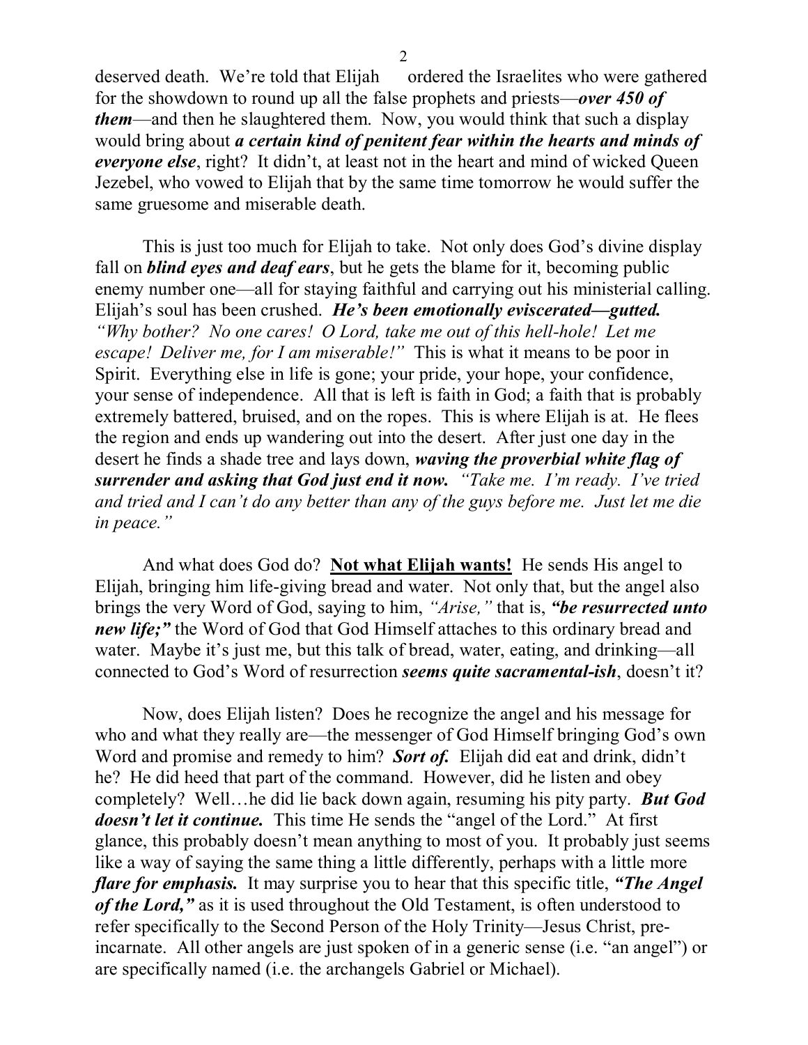deserved death. We're told that Elijah ordered the Israelites who were gathered for the showdown to round up all the false prophets and priests—***over 450 of them***—and then he slaughtered them. Now, you would think that such a display would bring about ***a certain kind of penitent fear within the hearts and minds of everyone else***, right? It didn't, at least not in the heart and mind of wicked Queen Jezebel, who vowed to Elijah that by the same time tomorrow he would suffer the same gruesome and miserable death.

This is just too much for Elijah to take. Not only does God's divine display fall on ***blind eyes and deaf ears***, but he gets the blame for it, becoming public enemy number one—all for staying faithful and carrying out his ministerial calling. Elijah's soul has been crushed. ***He's been emotionally eviscerated—gutted.*** *"Why bother? No one cares! O Lord, take me out of this hell-hole! Let me escape! Deliver me, for I am miserable!"* This is what it means to be poor in Spirit. Everything else in life is gone; your pride, your hope, your confidence, your sense of independence. All that is left is faith in God; a faith that is probably extremely battered, bruised, and on the ropes. This is where Elijah is at. He flees the region and ends up wandering out into the desert. After just one day in the desert he finds a shade tree and lays down, ***waving the proverbial white flag of surrender and asking that God just end it now.*** *"Take me. I'm ready. I've tried and tried and I can't do any better than any of the guys before me. Just let me die in peace."*

And what does God do? **<u>Not what Elijah wants!</u>** He sends His angel to Elijah, bringing him life-giving bread and water. Not only that, but the angel also brings the very Word of God, saying to him, *"Arise,"* that is, ***"be resurrected unto new life;"*** the Word of God that God Himself attaches to this ordinary bread and water. Maybe it's just me, but this talk of bread, water, eating, and drinking—all connected to God's Word of resurrection ***seems quite sacramental-ish***, doesn't it?

Now, does Elijah listen? Does he recognize the angel and his message for who and what they really are—the messenger of God Himself bringing God's own Word and promise and remedy to him? ***Sort of.*** Elijah did eat and drink, didn't he? He did heed that part of the command. However, did he listen and obey completely? Well…he did lie back down again, resuming his pity party. ***But God doesn't let it continue.*** This time He sends the "angel of the Lord." At first glance, this probably doesn't mean anything to most of you. It probably just seems like a way of saying the same thing a little differently, perhaps with a little more ***flare for emphasis.*** It may surprise you to hear that this specific title, ***"The Angel of the Lord,"*** as it is used throughout the Old Testament, is often understood to refer specifically to the Second Person of the Holy Trinity—Jesus Christ, pre-incarnate. All other angels are just spoken of in a generic sense (i.e. "an angel") or are specifically named (i.e. the archangels Gabriel or Michael).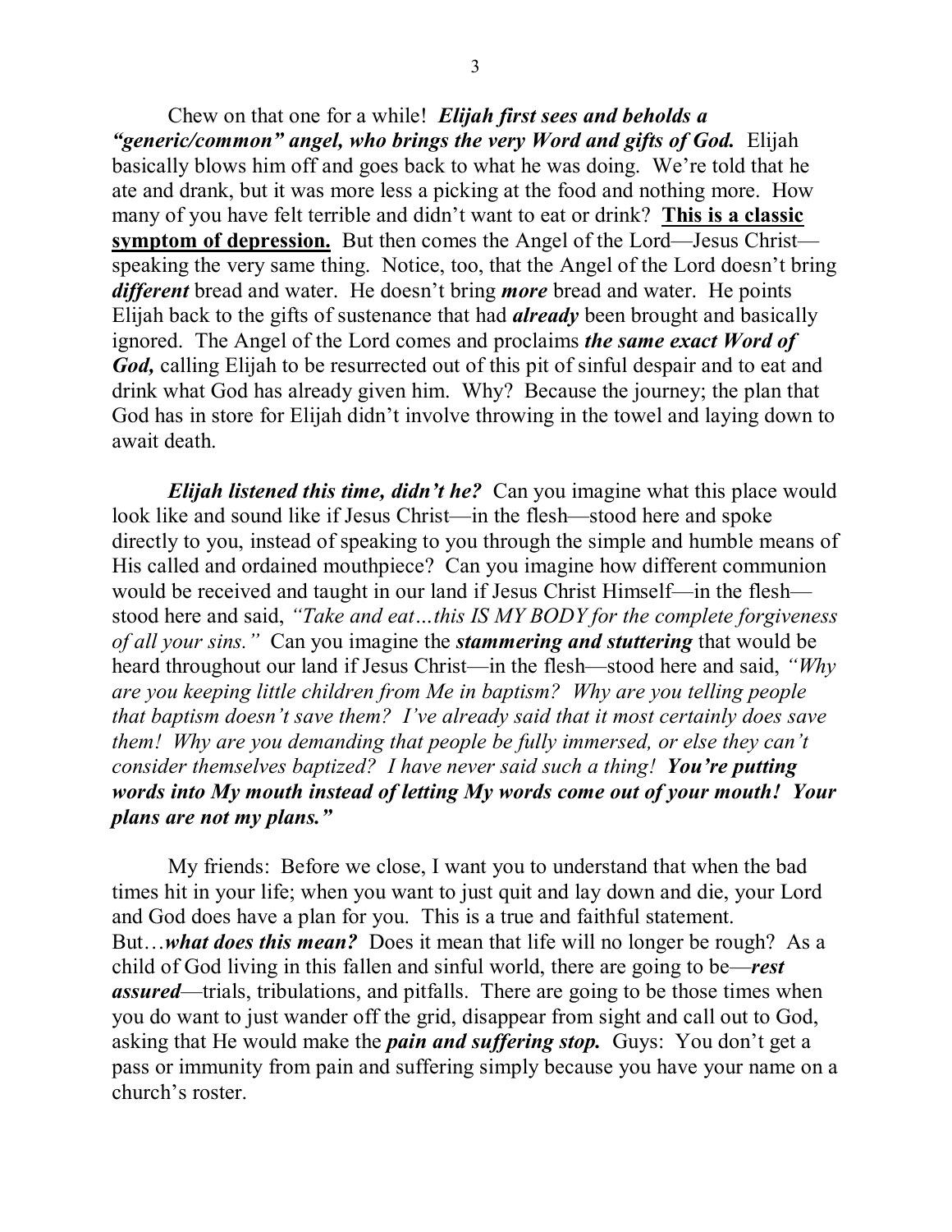Chew on that one for a while! ***Elijah first sees and beholds a "generic/common" angel, who brings the very Word and gifts of God.*** Elijah basically blows him off and goes back to what he was doing. We're told that he ate and drank, but it was more less a picking at the food and nothing more. How many of you have felt terrible and didn't want to eat or drink? **<u>This is a classic symptom of depression.</u>** But then comes the Angel of the Lord—Jesus Christ—speaking the very same thing. Notice, too, that the Angel of the Lord doesn't bring ***different*** bread and water. He doesn't bring ***more*** bread and water. He points Elijah back to the gifts of sustenance that had ***already*** been brought and basically ignored. The Angel of the Lord comes and proclaims ***the same exact Word of God,*** calling Elijah to be resurrected out of this pit of sinful despair and to eat and drink what God has already given him. Why? Because the journey; the plan that God has in store for Elijah didn't involve throwing in the towel and laying down to await death.

***Elijah listened this time, didn't he?*** Can you imagine what this place would look like and sound like if Jesus Christ—in the flesh—stood here and spoke directly to you, instead of speaking to you through the simple and humble means of His called and ordained mouthpiece? Can you imagine how different communion would be received and taught in our land if Jesus Christ Himself—in the flesh—stood here and said, *"Take and eat…this IS MY BODY for the complete forgiveness of all your sins."* Can you imagine the ***stammering and stuttering*** that would be heard throughout our land if Jesus Christ—in the flesh—stood here and said, *"Why are you keeping little children from Me in baptism? Why are you telling people that baptism doesn't save them? I've already said that it most certainly does save them! Why are you demanding that people be fully immersed, or else they can't consider themselves baptized? I have never said such a thing!* ***You're putting words into My mouth instead of letting My words come out of your mouth! Your plans are not my plans."***

My friends: Before we close, I want you to understand that when the bad times hit in your life; when you want to just quit and lay down and die, your Lord and God does have a plan for you. This is a true and faithful statement. But…***what does this mean?*** Does it mean that life will no longer be rough? As a child of God living in this fallen and sinful world, there are going to be—***rest assured***—trials, tribulations, and pitfalls. There are going to be those times when you do want to just wander off the grid, disappear from sight and call out to God, asking that He would make the ***pain and suffering stop.*** Guys: You don't get a pass or immunity from pain and suffering simply because you have your name on a church's roster.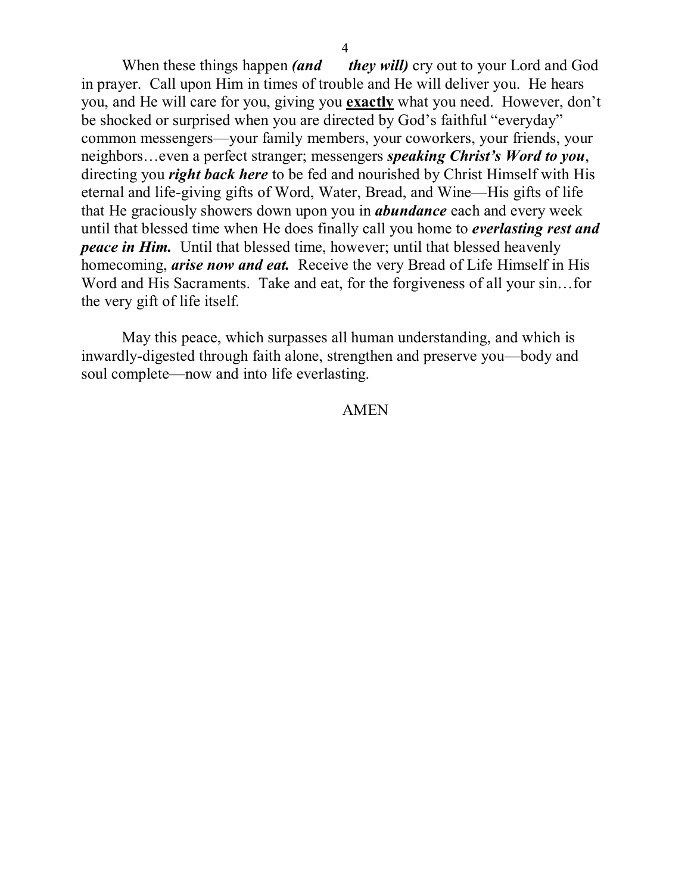When these things happen ***(and they will)*** cry out to your Lord and God in prayer. Call upon Him in times of trouble and He will deliver you. He hears you, and He will care for you, giving you **exactly** what you need. However, don't be shocked or surprised when you are directed by God's faithful "everyday" common messengers—your family members, your coworkers, your friends, your neighbors…even a perfect stranger; messengers ***speaking Christ's Word to you***, directing you ***right back here*** to be fed and nourished by Christ Himself with His eternal and life-giving gifts of Word, Water, Bread, and Wine—His gifts of life that He graciously showers down upon you in ***abundance*** each and every week until that blessed time when He does finally call you home to ***everlasting rest and peace in Him.*** Until that blessed time, however; until that blessed heavenly homecoming, ***arise now and eat.*** Receive the very Bread of Life Himself in His Word and His Sacraments. Take and eat, for the forgiveness of all your sin…for the very gift of life itself.

May this peace, which surpasses all human understanding, and which is inwardly-digested through faith alone, strengthen and preserve you—body and soul complete—now and into life everlasting.

AMEN